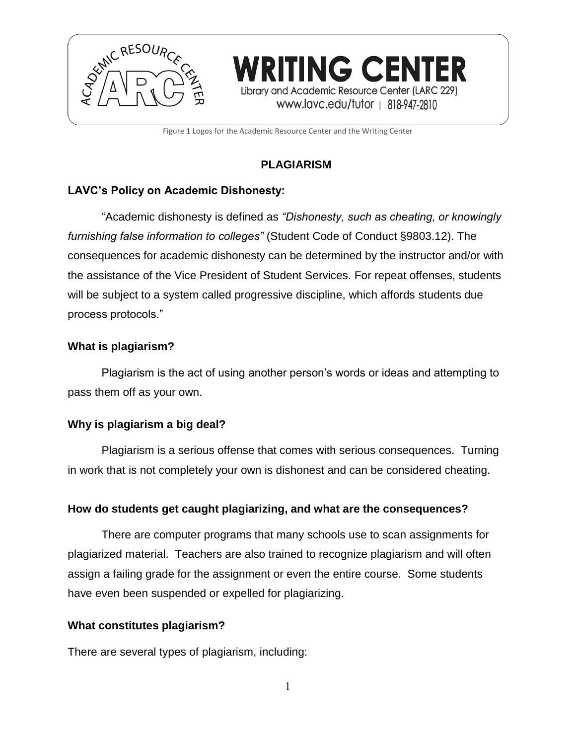WRITING CENTER

Library and Academic Resource Center (LARC 229)

www.lavc.edu/tutor | 818-947-2810

Figure 1 Logos for the Academic Resource Center and the Writing Center

# PLAGIARISM

## LAVC's Policy on Academic Dishonesty:

"Academic dishonesty is defined as *"Dishonesty, such as cheating, or knowingly furnishing false information to colleges"* (Student Code of Conduct §9803.12). The consequences for academic dishonesty can be determined by the instructor and/or with the assistance of the Vice President of Student Services. For repeat offenses, students will be subject to a system called progressive discipline, which affords students due process protocols."

## What is plagiarism?

Plagiarism is the act of using another person's words or ideas and attempting to pass them off as your own.

## Why is plagiarism a big deal?

Plagiarism is a serious offense that comes with serious consequences. Turning in work that is not completely your own is dishonest and can be considered cheating.

## How do students get caught plagiarizing, and what are the consequences?

There are computer programs that many schools use to scan assignments for plagiarized material. Teachers are also trained to recognize plagiarism and will often assign a failing grade for the assignment or even the entire course. Some students have even been suspended or expelled for plagiarizing.

## What constitutes plagiarism?

There are several types of plagiarism, including: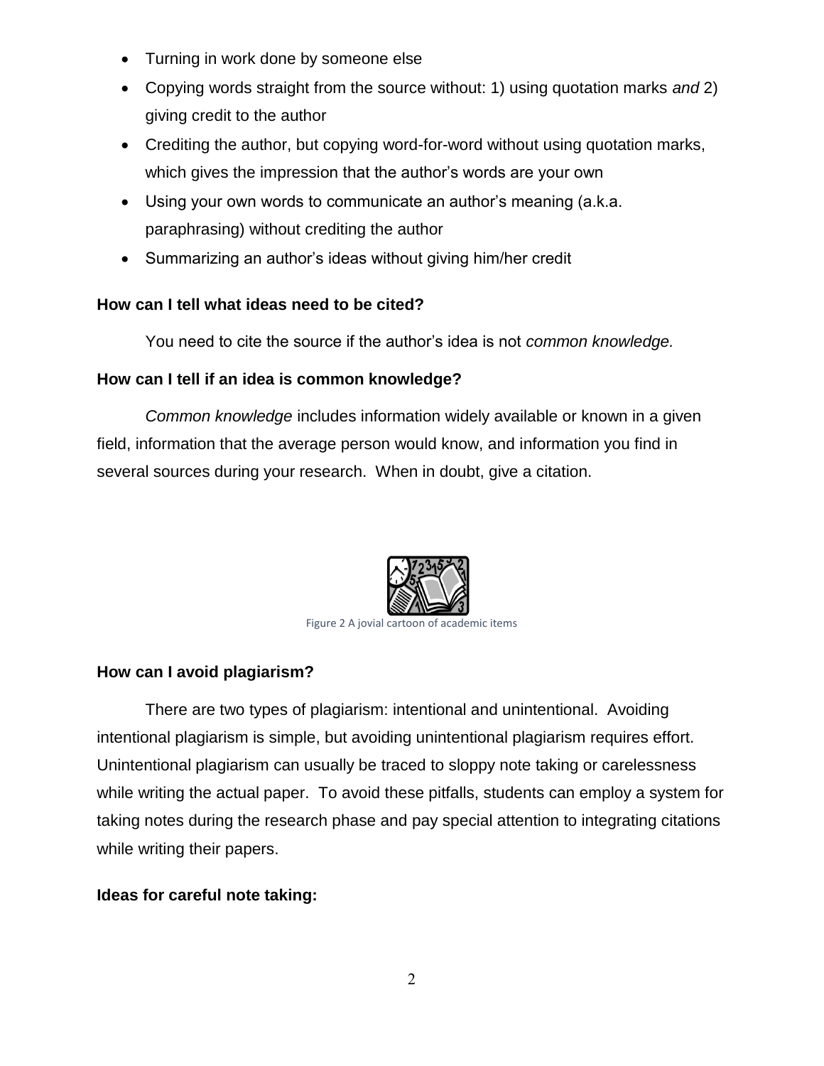- Turning in work done by someone else
- Copying words straight from the source without: 1) using quotation marks *and* 2) giving credit to the author
- Crediting the author, but copying word-for-word without using quotation marks, which gives the impression that the author's words are your own
- Using your own words to communicate an author's meaning (a.k.a. paraphrasing) without crediting the author
- Summarizing an author's ideas without giving him/her credit

**How can I tell what ideas need to be cited?**

You need to cite the source if the author's idea is not *common knowledge.*

**How can I tell if an idea is common knowledge?**

*Common knowledge* includes information widely available or known in a given field, information that the average person would know, and information you find in several sources during your research. When in doubt, give a citation.

Figure 2 A jovial cartoon of academic items

**How can I avoid plagiarism?**

There are two types of plagiarism: intentional and unintentional. Avoiding intentional plagiarism is simple, but avoiding unintentional plagiarism requires effort. Unintentional plagiarism can usually be traced to sloppy note taking or carelessness while writing the actual paper. To avoid these pitfalls, students can employ a system for taking notes during the research phase and pay special attention to integrating citations while writing their papers.

**Ideas for careful note taking:**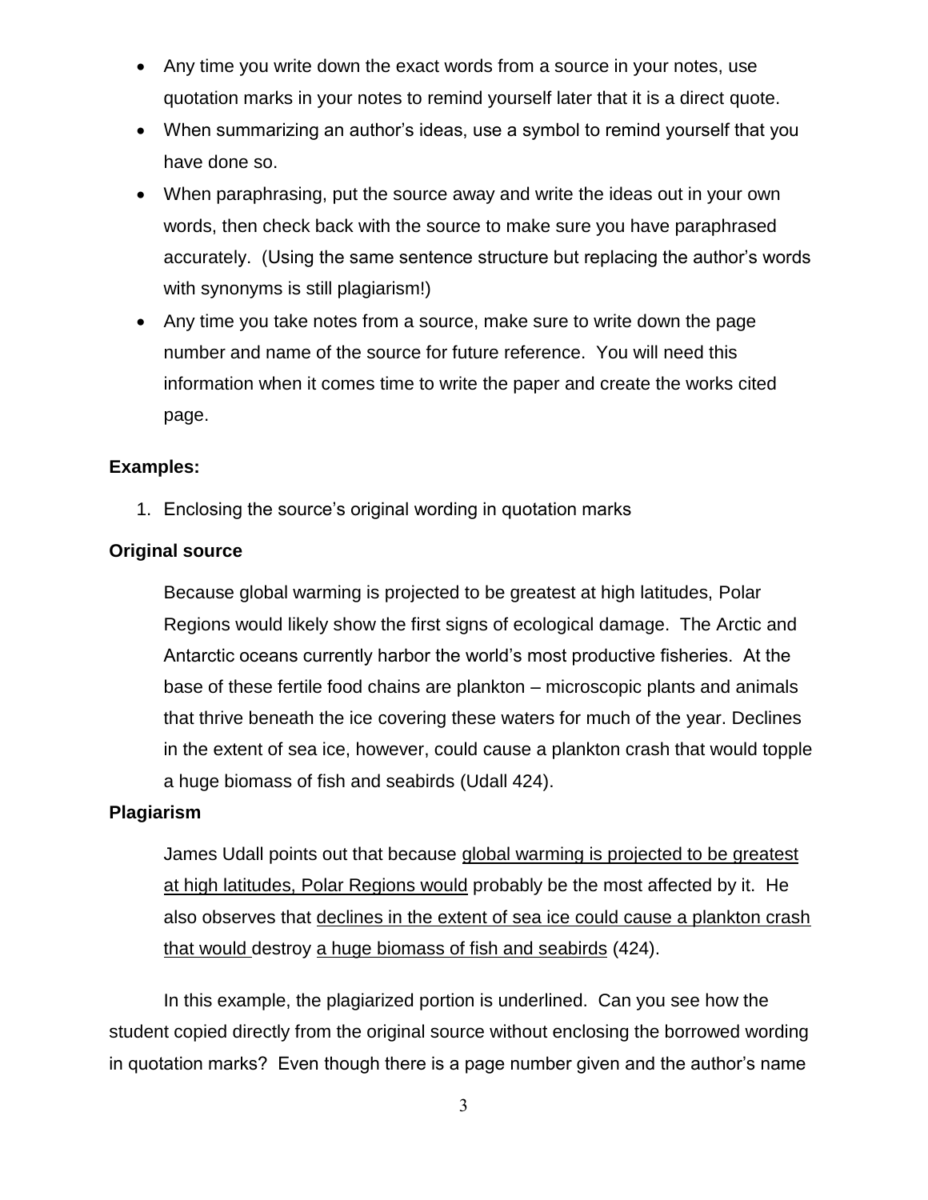- Any time you write down the exact words from a source in your notes, use quotation marks in your notes to remind yourself later that it is a direct quote.
- When summarizing an author's ideas, use a symbol to remind yourself that you have done so.
- When paraphrasing, put the source away and write the ideas out in your own words, then check back with the source to make sure you have paraphrased accurately. (Using the same sentence structure but replacing the author's words with synonyms is still plagiarism!)
- Any time you take notes from a source, make sure to write down the page number and name of the source for future reference. You will need this information when it comes time to write the paper and create the works cited page.

**Examples:**

1. Enclosing the source's original wording in quotation marks

**Original source**

> Because global warming is projected to be greatest at high latitudes, Polar Regions would likely show the first signs of ecological damage. The Arctic and Antarctic oceans currently harbor the world's most productive fisheries. At the base of these fertile food chains are plankton – microscopic plants and animals that thrive beneath the ice covering these waters for much of the year. Declines in the extent of sea ice, however, could cause a plankton crash that would topple a huge biomass of fish and seabirds (Udall 424).

**Plagiarism**

> James Udall points out that because <u>global warming is projected to be greatest at high latitudes, Polar Regions would</u> probably be the most affected by it. He also observes that <u>declines in the extent of sea ice could cause a plankton crash that would</u> destroy <u>a huge biomass of fish and seabirds</u> (424).

In this example, the plagiarized portion is underlined. Can you see how the student copied directly from the original source without enclosing the borrowed wording in quotation marks? Even though there is a page number given and the author's name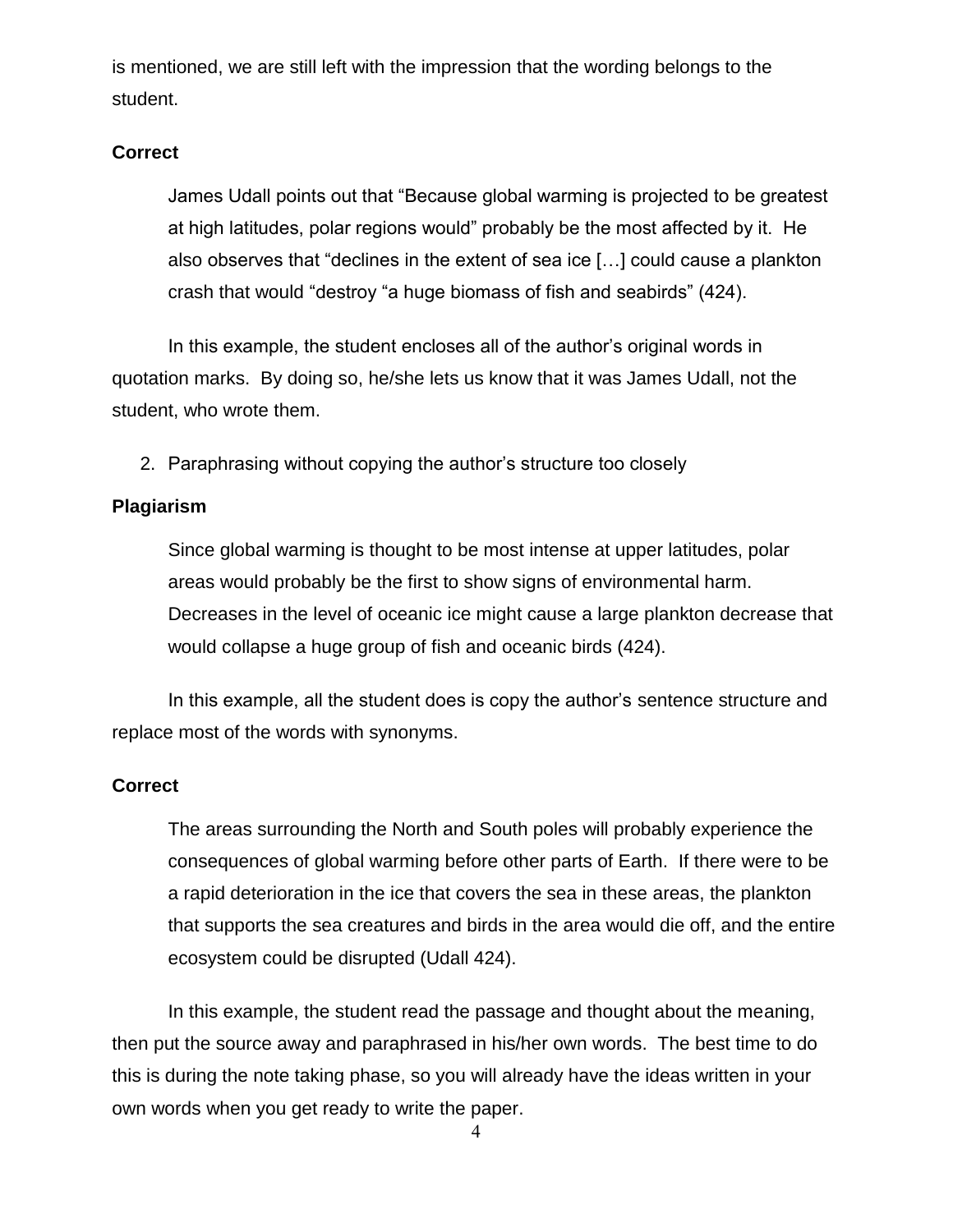is mentioned, we are still left with the impression that the wording belongs to the student.

**Correct**

> James Udall points out that "Because global warming is projected to be greatest at high latitudes, polar regions would" probably be the most affected by it. He also observes that "declines in the extent of sea ice […] could cause a plankton crash that would "destroy "a huge biomass of fish and seabirds" (424).

In this example, the student encloses all of the author's original words in quotation marks. By doing so, he/she lets us know that it was James Udall, not the student, who wrote them.

2. Paraphrasing without copying the author's structure too closely

**Plagiarism**

> Since global warming is thought to be most intense at upper latitudes, polar areas would probably be the first to show signs of environmental harm. Decreases in the level of oceanic ice might cause a large plankton decrease that would collapse a huge group of fish and oceanic birds (424).

In this example, all the student does is copy the author's sentence structure and replace most of the words with synonyms.

**Correct**

> The areas surrounding the North and South poles will probably experience the consequences of global warming before other parts of Earth. If there were to be a rapid deterioration in the ice that covers the sea in these areas, the plankton that supports the sea creatures and birds in the area would die off, and the entire ecosystem could be disrupted (Udall 424).

In this example, the student read the passage and thought about the meaning, then put the source away and paraphrased in his/her own words. The best time to do this is during the note taking phase, so you will already have the ideas written in your own words when you get ready to write the paper.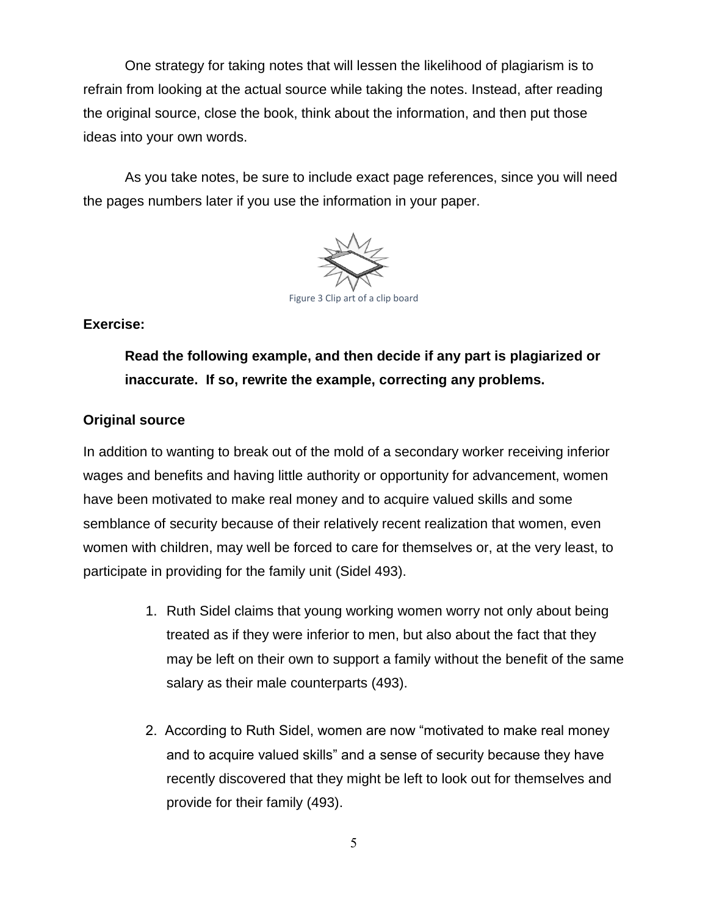One strategy for taking notes that will lessen the likelihood of plagiarism is to refrain from looking at the actual source while taking the notes. Instead, after reading the original source, close the book, think about the information, and then put those ideas into your own words.

As you take notes, be sure to include exact page references, since you will need the pages numbers later if you use the information in your paper.

Figure 3 Clip art of a clip board

**Exercise:**

**Read the following example, and then decide if any part is plagiarized or inaccurate. If so, rewrite the example, correcting any problems.**

**Original source**

In addition to wanting to break out of the mold of a secondary worker receiving inferior wages and benefits and having little authority or opportunity for advancement, women have been motivated to make real money and to acquire valued skills and some semblance of security because of their relatively recent realization that women, even women with children, may well be forced to care for themselves or, at the very least, to participate in providing for the family unit (Sidel 493).

1. Ruth Sidel claims that young working women worry not only about being treated as if they were inferior to men, but also about the fact that they may be left on their own to support a family without the benefit of the same salary as their male counterparts (493).

2. According to Ruth Sidel, women are now “motivated to make real money and to acquire valued skills” and a sense of security because they have recently discovered that they might be left to look out for themselves and provide for their family (493).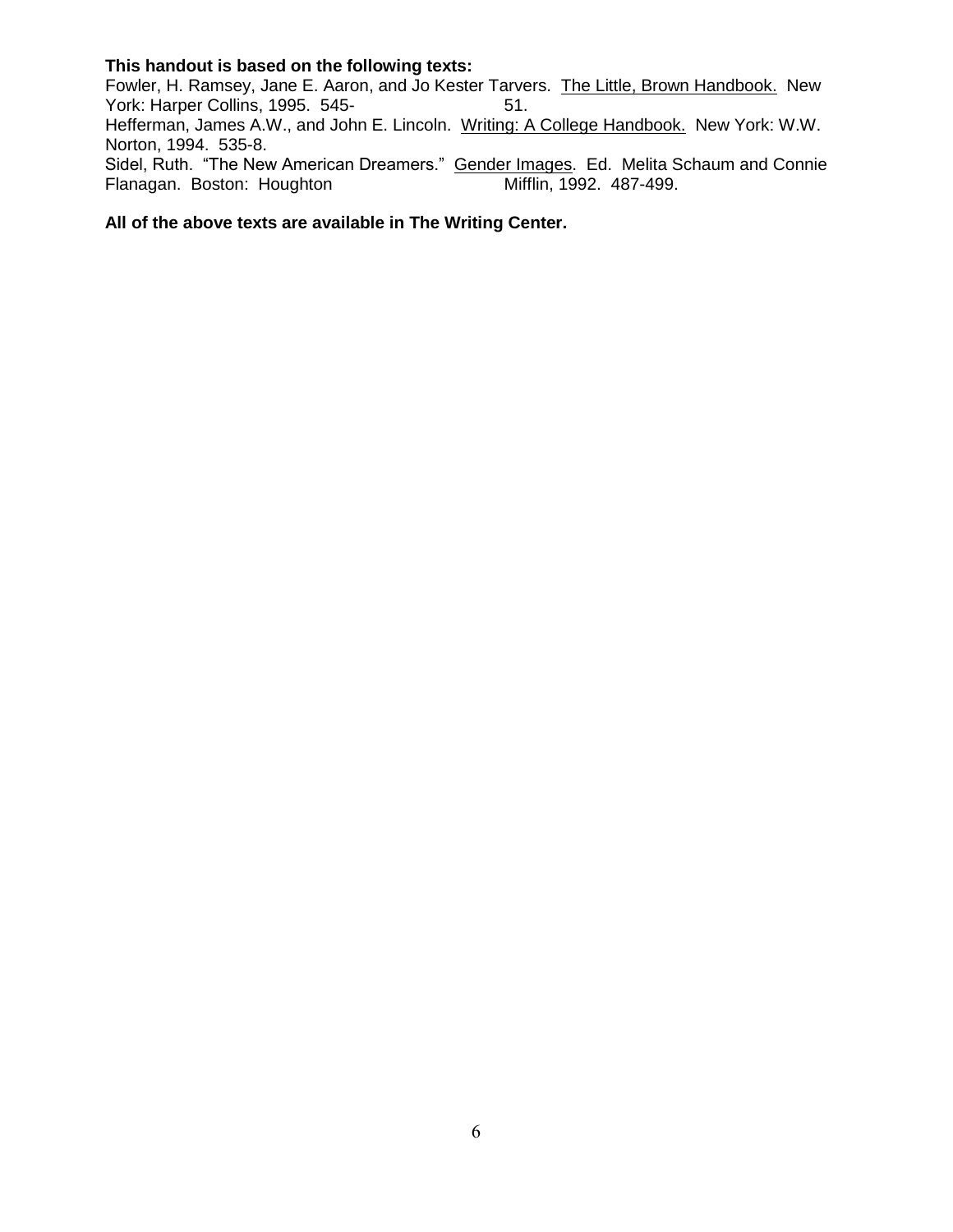**This handout is based on the following texts:**

Fowler, H. Ramsey, Jane E. Aaron, and Jo Kester Tarvers. The Little, Brown Handbook. New York: Harper Collins, 1995. 545-51.

Hefferman, James A.W., and John E. Lincoln. Writing: A College Handbook. New York: W.W. Norton, 1994. 535-8.

Sidel, Ruth. "The New American Dreamers." Gender Images. Ed. Melita Schaum and Connie Flanagan. Boston: Houghton Mifflin, 1992. 487-499.

**All of the above texts are available in The Writing Center.**